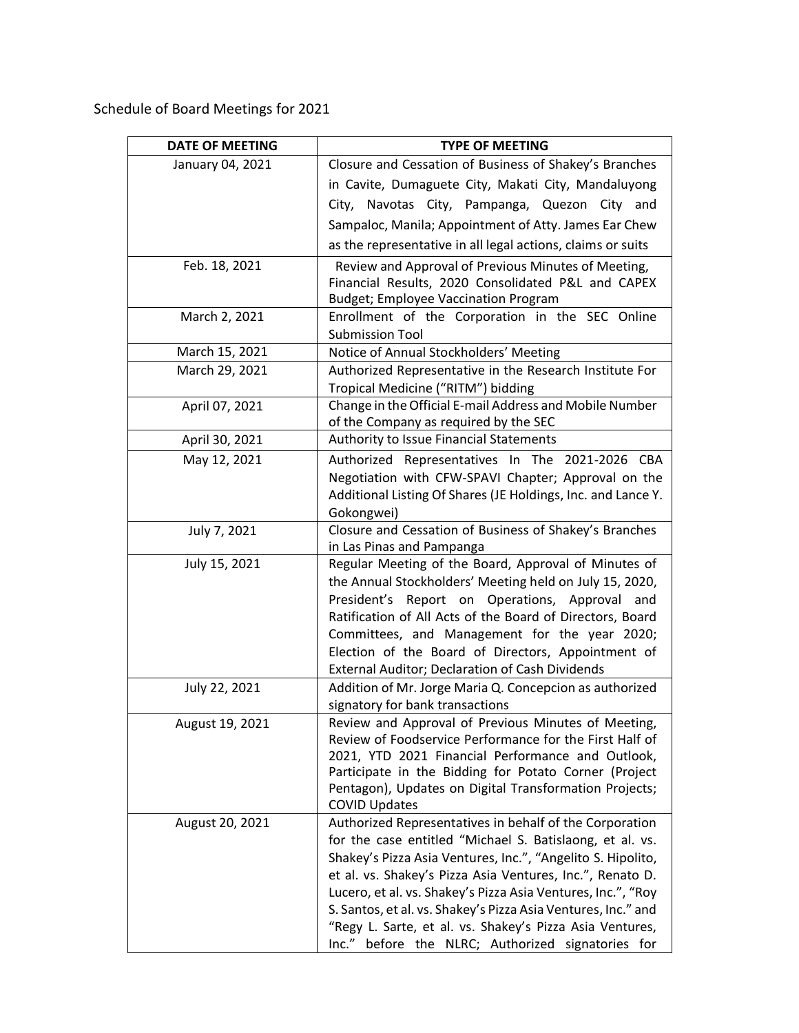Schedule of Board Meetings for 2021

| DATE OF MEETING | TYPE OF MEETING |
|---|---|
| January 04, 2021 | Closure and Cessation of Business of Shakey's Branches in Cavite, Dumaguete City, Makati City, Mandaluyong City, Navotas City, Pampanga, Quezon City and Sampaloc, Manila; Appointment of Atty. James Ear Chew as the representative in all legal actions, claims or suits |
| Feb. 18, 2021 | Review and Approval of Previous Minutes of Meeting, Financial Results, 2020 Consolidated P&L and CAPEX Budget; Employee Vaccination Program |
| March 2, 2021 | Enrollment of the Corporation in the SEC Online Submission Tool |
| March 15, 2021 | Notice of Annual Stockholders' Meeting |
| March 29, 2021 | Authorized Representative in the Research Institute For Tropical Medicine ("RITM") bidding |
| April 07, 2021 | Change in the Official E-mail Address and Mobile Number of the Company as required by the SEC |
| April 30, 2021 | Authority to Issue Financial Statements |
| May 12, 2021 | Authorized Representatives In The 2021-2026 CBA Negotiation with CFW-SPAVI Chapter; Approval on the Additional Listing Of Shares (JE Holdings, Inc. and Lance Y. Gokongwei) |
| July 7, 2021 | Closure and Cessation of Business of Shakey's Branches in Las Pinas and Pampanga |
| July 15, 2021 | Regular Meeting of the Board, Approval of Minutes of the Annual Stockholders' Meeting held on July 15, 2020, President's Report on Operations, Approval and Ratification of All Acts of the Board of Directors, Board Committees, and Management for the year 2020; Election of the Board of Directors, Appointment of External Auditor; Declaration of Cash Dividends |
| July 22, 2021 | Addition of Mr. Jorge Maria Q. Concepcion as authorized signatory for bank transactions |
| August 19, 2021 | Review and Approval of Previous Minutes of Meeting, Review of Foodservice Performance for the First Half of 2021, YTD 2021 Financial Performance and Outlook, Participate in the Bidding for Potato Corner (Project Pentagon), Updates on Digital Transformation Projects; COVID Updates |
| August 20, 2021 | Authorized Representatives in behalf of the Corporation for the case entitled "Michael S. Batislaong, et al. vs. Shakey's Pizza Asia Ventures, Inc.", "Angelito S. Hipolito, et al. vs. Shakey's Pizza Asia Ventures, Inc.", Renato D. Lucero, et al. vs. Shakey's Pizza Asia Ventures, Inc.", "Roy S. Santos, et al. vs. Shakey's Pizza Asia Ventures, Inc." and "Regy L. Sarte, et al. vs. Shakey's Pizza Asia Ventures, Inc." before the NLRC; Authorized signatories for |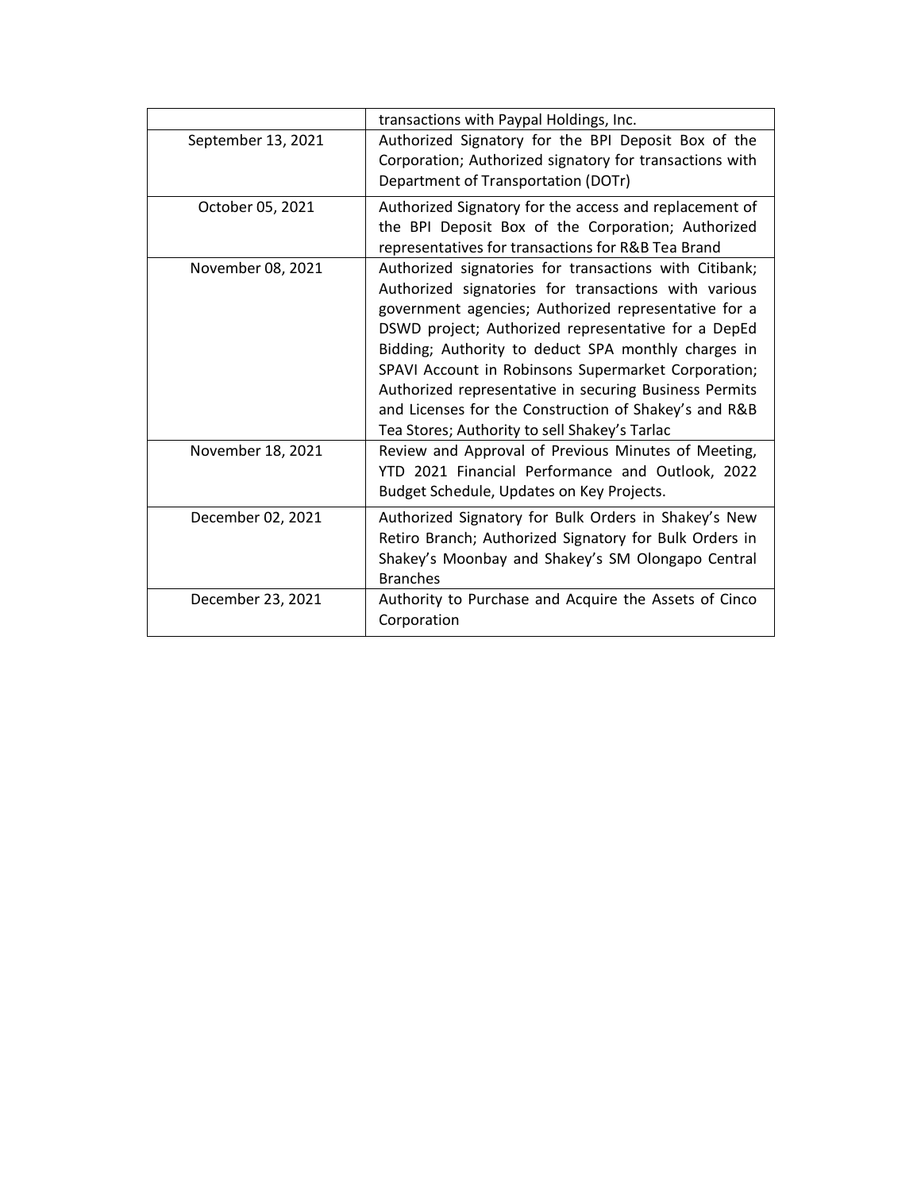| | |
|---|---|
| | transactions with Paypal Holdings, Inc. |
| September 13, 2021 | Authorized Signatory for the BPI Deposit Box of the Corporation; Authorized signatory for transactions with Department of Transportation (DOTr) |
| October 05, 2021 | Authorized Signatory for the access and replacement of the BPI Deposit Box of the Corporation; Authorized representatives for transactions for R&B Tea Brand |
| November 08, 2021 | Authorized signatories for transactions with Citibank; Authorized signatories for transactions with various government agencies; Authorized representative for a DSWD project; Authorized representative for a DepEd Bidding; Authority to deduct SPA monthly charges in SPAVI Account in Robinsons Supermarket Corporation; Authorized representative in securing Business Permits and Licenses for the Construction of Shakey's and R&B Tea Stores; Authority to sell Shakey's Tarlac |
| November 18, 2021 | Review and Approval of Previous Minutes of Meeting, YTD 2021 Financial Performance and Outlook, 2022 Budget Schedule, Updates on Key Projects. |
| December 02, 2021 | Authorized Signatory for Bulk Orders in Shakey's New Retiro Branch; Authorized Signatory for Bulk Orders in Shakey's Moonbay and Shakey's SM Olongapo Central Branches |
| December 23, 2021 | Authority to Purchase and Acquire the Assets of Cinco Corporation |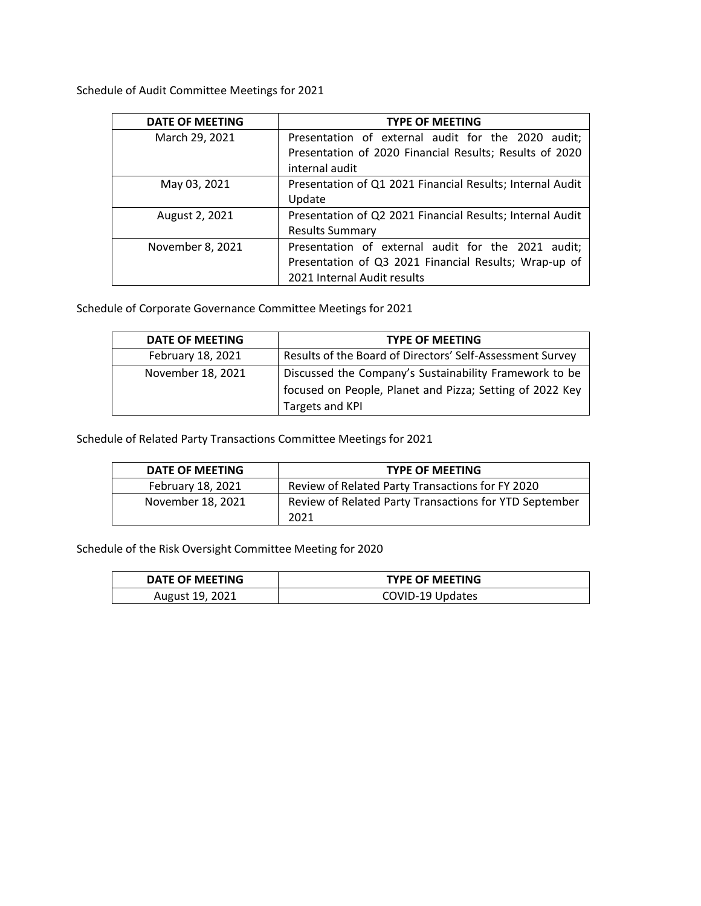Schedule of Audit Committee Meetings for 2021

| DATE OF MEETING | TYPE OF MEETING |
|---|---|
| March 29, 2021 | Presentation of external audit for the 2020 audit; Presentation of 2020 Financial Results; Results of 2020 internal audit |
| May 03, 2021 | Presentation of Q1 2021 Financial Results; Internal Audit Update |
| August 2, 2021 | Presentation of Q2 2021 Financial Results; Internal Audit Results Summary |
| November 8, 2021 | Presentation of external audit for the 2021 audit; Presentation of Q3 2021 Financial Results; Wrap-up of 2021 Internal Audit results |

Schedule of Corporate Governance Committee Meetings for 2021

| DATE OF MEETING | TYPE OF MEETING |
|---|---|
| February 18, 2021 | Results of the Board of Directors' Self-Assessment Survey |
| November 18, 2021 | Discussed the Company's Sustainability Framework to be focused on People, Planet and Pizza; Setting of 2022 Key Targets and KPI |

Schedule of Related Party Transactions Committee Meetings for 2021

| DATE OF MEETING | TYPE OF MEETING |
|---|---|
| February 18, 2021 | Review of Related Party Transactions for FY 2020 |
| November 18, 2021 | Review of Related Party Transactions for YTD September 2021 |

Schedule of the Risk Oversight Committee Meeting for 2020

| DATE OF MEETING | TYPE OF MEETING |
|---|---|
| August 19, 2021 | COVID-19 Updates |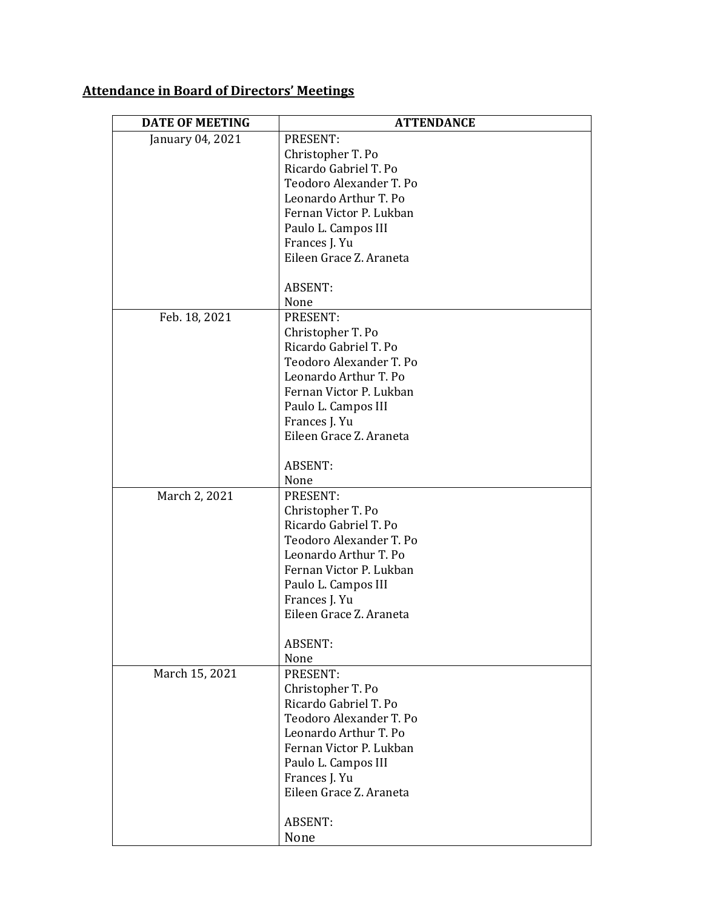**Attendance in Board of Directors' Meetings**

| DATE OF MEETING | ATTENDANCE |
|---|---|
| January 04, 2021 | PRESENT:<br>Christopher T. Po<br>Ricardo Gabriel T. Po<br>Teodoro Alexander T. Po<br>Leonardo Arthur T. Po<br>Fernan Victor P. Lukban<br>Paulo L. Campos III<br>Frances J. Yu<br>Eileen Grace Z. Araneta<br><br>ABSENT:<br>None |
| Feb. 18, 2021 | PRESENT:<br>Christopher T. Po<br>Ricardo Gabriel T. Po<br>Teodoro Alexander T. Po<br>Leonardo Arthur T. Po<br>Fernan Victor P. Lukban<br>Paulo L. Campos III<br>Frances J. Yu<br>Eileen Grace Z. Araneta<br><br>ABSENT:<br>None |
| March 2, 2021 | PRESENT:<br>Christopher T. Po<br>Ricardo Gabriel T. Po<br>Teodoro Alexander T. Po<br>Leonardo Arthur T. Po<br>Fernan Victor P. Lukban<br>Paulo L. Campos III<br>Frances J. Yu<br>Eileen Grace Z. Araneta<br><br>ABSENT:<br>None |
| March 15, 2021 | PRESENT:<br>Christopher T. Po<br>Ricardo Gabriel T. Po<br>Teodoro Alexander T. Po<br>Leonardo Arthur T. Po<br>Fernan Victor P. Lukban<br>Paulo L. Campos III<br>Frances J. Yu<br>Eileen Grace Z. Araneta<br><br>ABSENT:<br>None |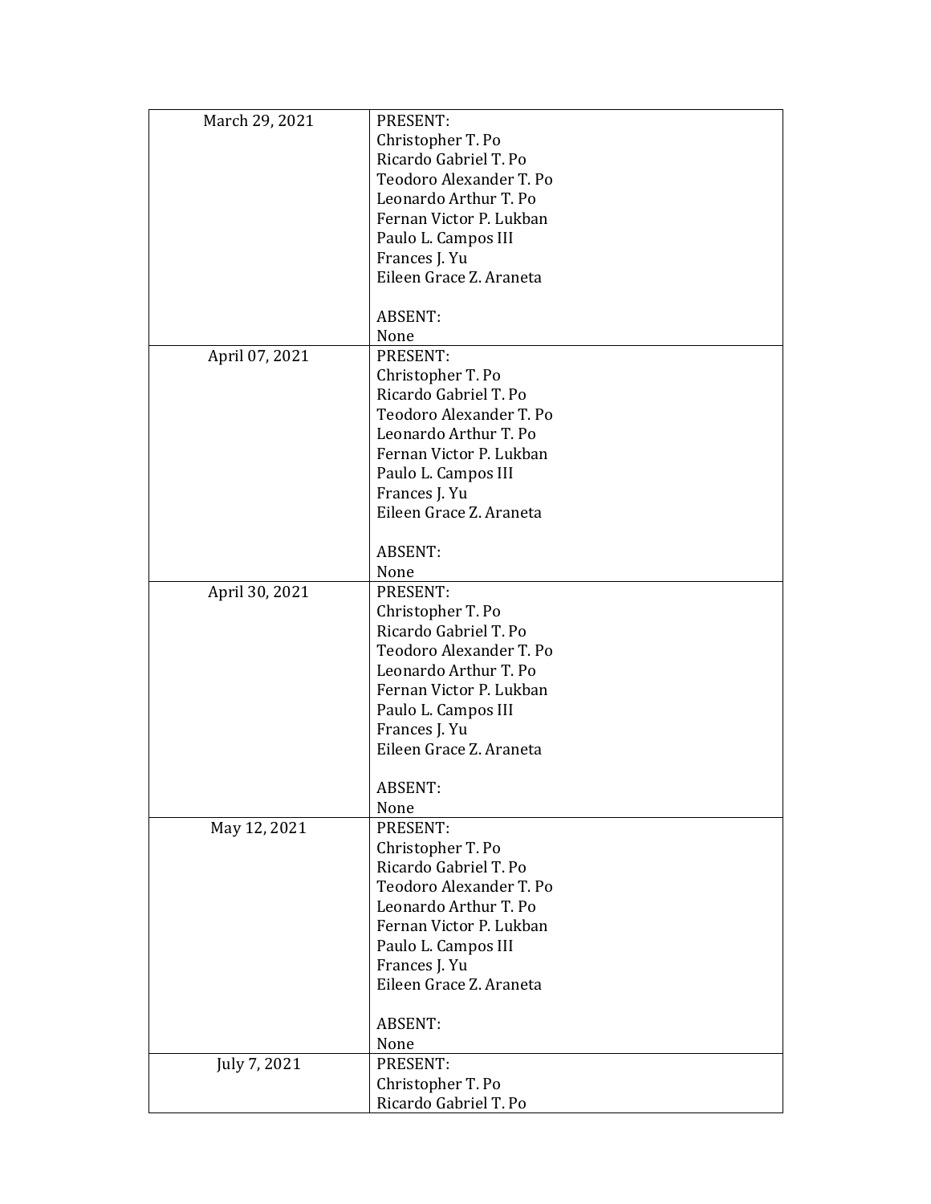| | |
|---|---|
| March 29, 2021 | PRESENT:<br>Christopher T. Po<br>Ricardo Gabriel T. Po<br>Teodoro Alexander T. Po<br>Leonardo Arthur T. Po<br>Fernan Victor P. Lukban<br>Paulo L. Campos III<br>Frances J. Yu<br>Eileen Grace Z. Araneta<br><br>ABSENT:<br>None |
| April 07, 2021 | PRESENT:<br>Christopher T. Po<br>Ricardo Gabriel T. Po<br>Teodoro Alexander T. Po<br>Leonardo Arthur T. Po<br>Fernan Victor P. Lukban<br>Paulo L. Campos III<br>Frances J. Yu<br>Eileen Grace Z. Araneta<br><br>ABSENT:<br>None |
| April 30, 2021 | PRESENT:<br>Christopher T. Po<br>Ricardo Gabriel T. Po<br>Teodoro Alexander T. Po<br>Leonardo Arthur T. Po<br>Fernan Victor P. Lukban<br>Paulo L. Campos III<br>Frances J. Yu<br>Eileen Grace Z. Araneta<br><br>ABSENT:<br>None |
| May 12, 2021 | PRESENT:<br>Christopher T. Po<br>Ricardo Gabriel T. Po<br>Teodoro Alexander T. Po<br>Leonardo Arthur T. Po<br>Fernan Victor P. Lukban<br>Paulo L. Campos III<br>Frances J. Yu<br>Eileen Grace Z. Araneta<br><br>ABSENT:<br>None |
| July 7, 2021 | PRESENT:<br>Christopher T. Po<br>Ricardo Gabriel T. Po |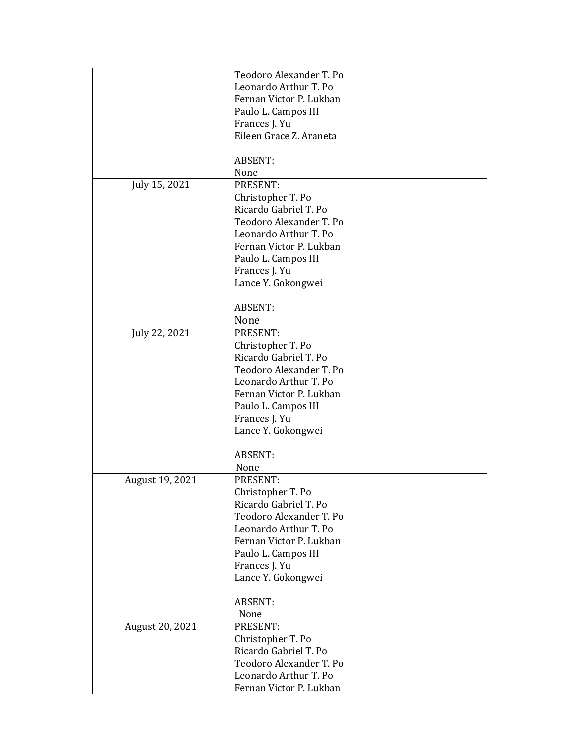| | |
|---|---|
| | Teodoro Alexander T. Po<br>Leonardo Arthur T. Po<br>Fernan Victor P. Lukban<br>Paulo L. Campos III<br>Frances J. Yu<br>Eileen Grace Z. Araneta<br><br>ABSENT:<br>None |
| July 15, 2021 | PRESENT:<br>Christopher T. Po<br>Ricardo Gabriel T. Po<br>Teodoro Alexander T. Po<br>Leonardo Arthur T. Po<br>Fernan Victor P. Lukban<br>Paulo L. Campos III<br>Frances J. Yu<br>Lance Y. Gokongwei<br><br>ABSENT:<br>None |
| July 22, 2021 | PRESENT:<br>Christopher T. Po<br>Ricardo Gabriel T. Po<br>Teodoro Alexander T. Po<br>Leonardo Arthur T. Po<br>Fernan Victor P. Lukban<br>Paulo L. Campos III<br>Frances J. Yu<br>Lance Y. Gokongwei<br><br>ABSENT:<br>None |
| August 19, 2021 | PRESENT:<br>Christopher T. Po<br>Ricardo Gabriel T. Po<br>Teodoro Alexander T. Po<br>Leonardo Arthur T. Po<br>Fernan Victor P. Lukban<br>Paulo L. Campos III<br>Frances J. Yu<br>Lance Y. Gokongwei<br><br>ABSENT:<br>None |
| August 20, 2021 | PRESENT:<br>Christopher T. Po<br>Ricardo Gabriel T. Po<br>Teodoro Alexander T. Po<br>Leonardo Arthur T. Po<br>Fernan Victor P. Lukban |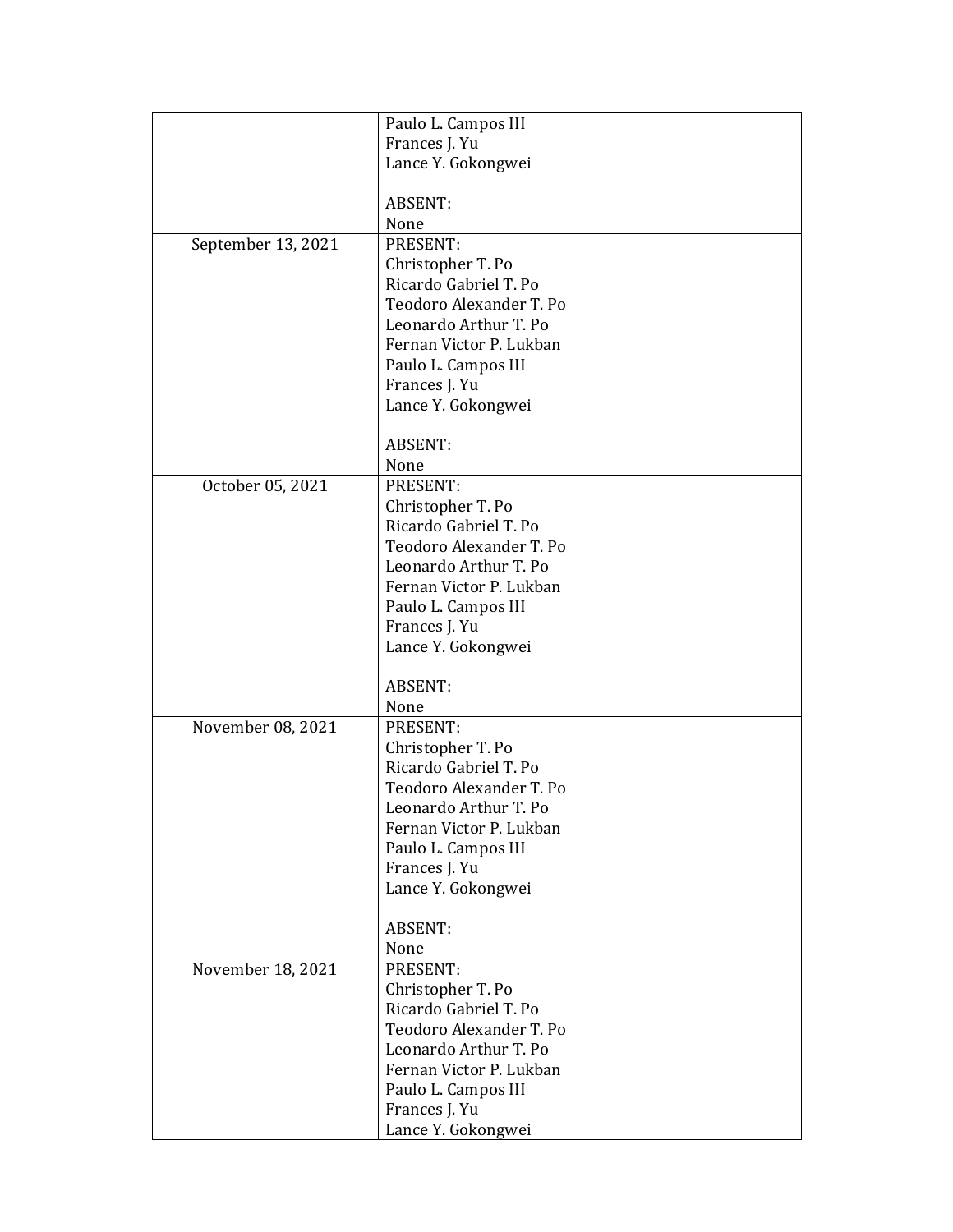| | |
|---|---|
| | Paulo L. Campos III<br>Frances J. Yu<br>Lance Y. Gokongwei<br><br>ABSENT:<br>None |
| September 13, 2021 | PRESENT:<br>Christopher T. Po<br>Ricardo Gabriel T. Po<br>Teodoro Alexander T. Po<br>Leonardo Arthur T. Po<br>Fernan Victor P. Lukban<br>Paulo L. Campos III<br>Frances J. Yu<br>Lance Y. Gokongwei<br><br>ABSENT:<br>None |
| October 05, 2021 | PRESENT:<br>Christopher T. Po<br>Ricardo Gabriel T. Po<br>Teodoro Alexander T. Po<br>Leonardo Arthur T. Po<br>Fernan Victor P. Lukban<br>Paulo L. Campos III<br>Frances J. Yu<br>Lance Y. Gokongwei<br><br>ABSENT:<br>None |
| November 08, 2021 | PRESENT:<br>Christopher T. Po<br>Ricardo Gabriel T. Po<br>Teodoro Alexander T. Po<br>Leonardo Arthur T. Po<br>Fernan Victor P. Lukban<br>Paulo L. Campos III<br>Frances J. Yu<br>Lance Y. Gokongwei<br><br>ABSENT:<br>None |
| November 18, 2021 | PRESENT:<br>Christopher T. Po<br>Ricardo Gabriel T. Po<br>Teodoro Alexander T. Po<br>Leonardo Arthur T. Po<br>Fernan Victor P. Lukban<br>Paulo L. Campos III<br>Frances J. Yu<br>Lance Y. Gokongwei |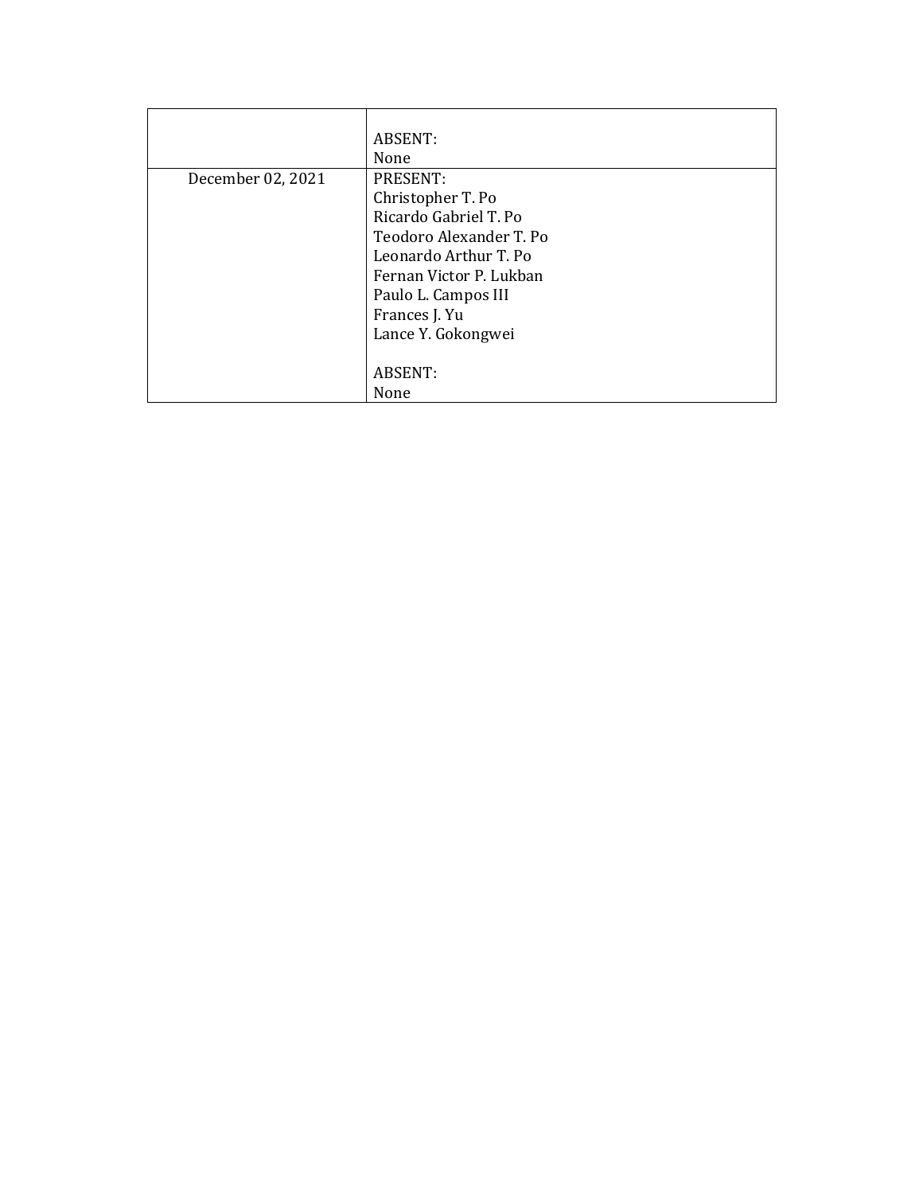| | |
|---|---|
| | ABSENT:<br>None |
| December 02, 2021 | PRESENT:<br>Christopher T. Po<br>Ricardo Gabriel T. Po<br>Teodoro Alexander T. Po<br>Leonardo Arthur T. Po<br>Fernan Victor P. Lukban<br>Paulo L. Campos III<br>Frances J. Yu<br>Lance Y. Gokongwei<br><br>ABSENT:<br>None |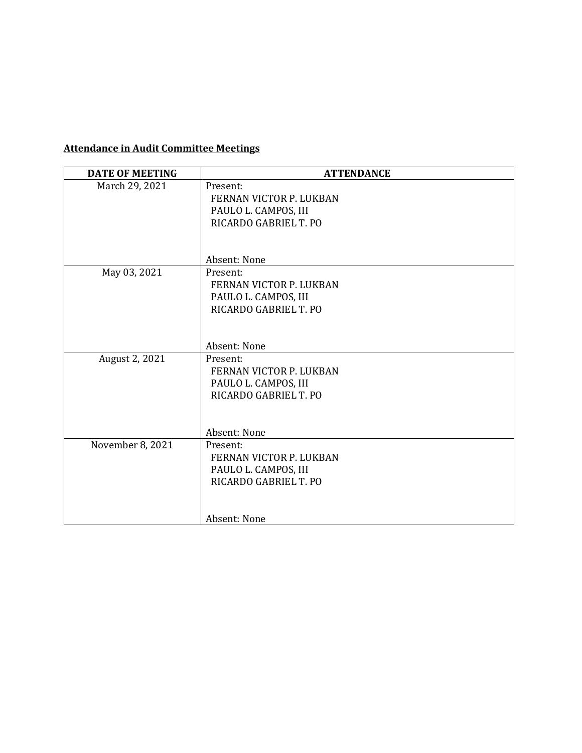**Attendance in Audit Committee Meetings**

| DATE OF MEETING | ATTENDANCE |
|---|---|
| March 29, 2021 | Present:<br>FERNAN VICTOR P. LUKBAN<br>PAULO L. CAMPOS, III<br>RICARDO GABRIEL T. PO<br><br>Absent: None |
| May 03, 2021 | Present:<br>FERNAN VICTOR P. LUKBAN<br>PAULO L. CAMPOS, III<br>RICARDO GABRIEL T. PO<br><br>Absent: None |
| August 2, 2021 | Present:<br>FERNAN VICTOR P. LUKBAN<br>PAULO L. CAMPOS, III<br>RICARDO GABRIEL T. PO<br><br>Absent: None |
| November 8, 2021 | Present:<br>FERNAN VICTOR P. LUKBAN<br>PAULO L. CAMPOS, III<br>RICARDO GABRIEL T. PO<br><br>Absent: None |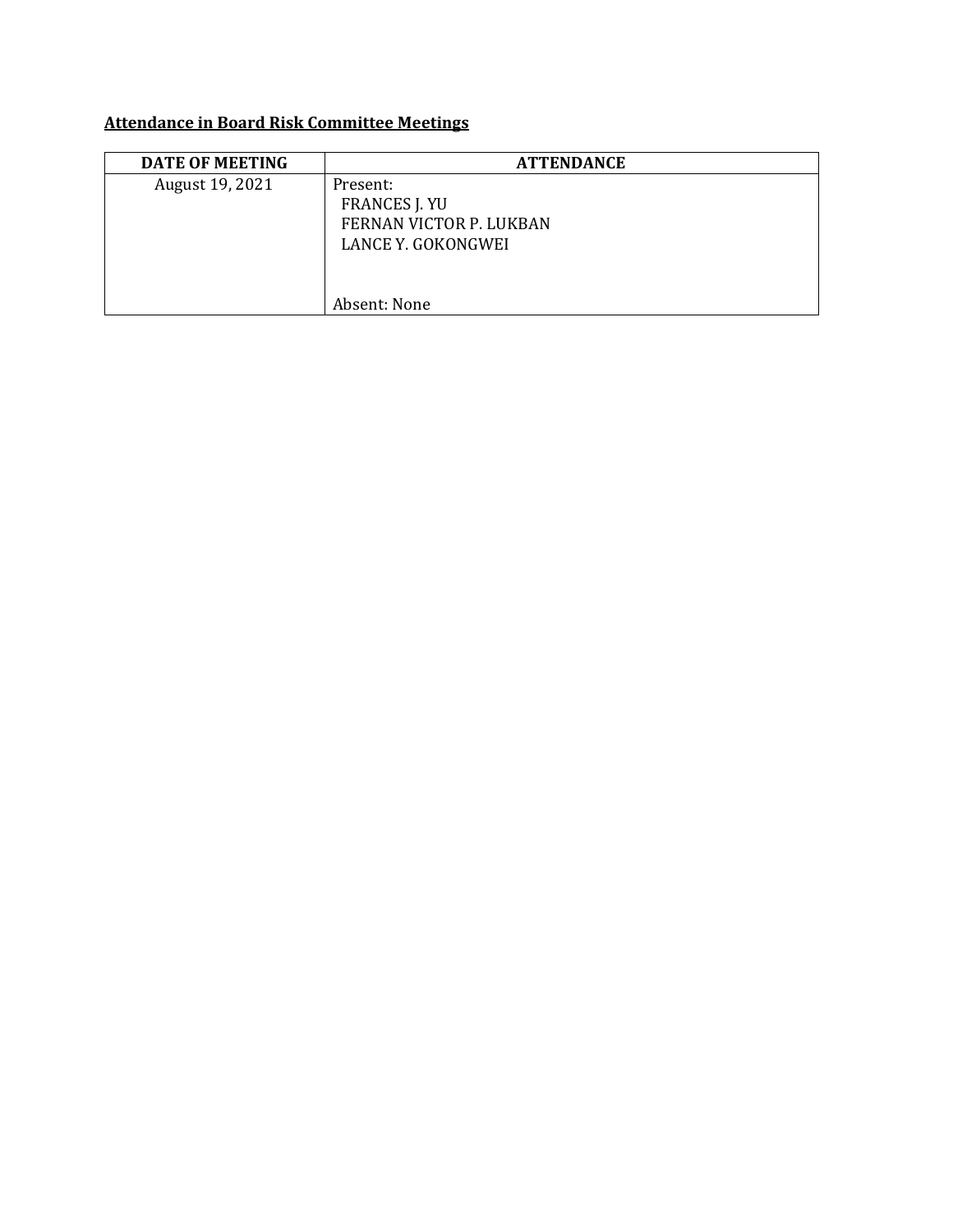**Attendance in Board Risk Committee Meetings**

| DATE OF MEETING | ATTENDANCE |
|---|---|
| August 19, 2021 | Present:<br>FRANCES J. YU<br>FERNAN VICTOR P. LUKBAN<br>LANCE Y. GOKONGWEI<br><br>Absent: None |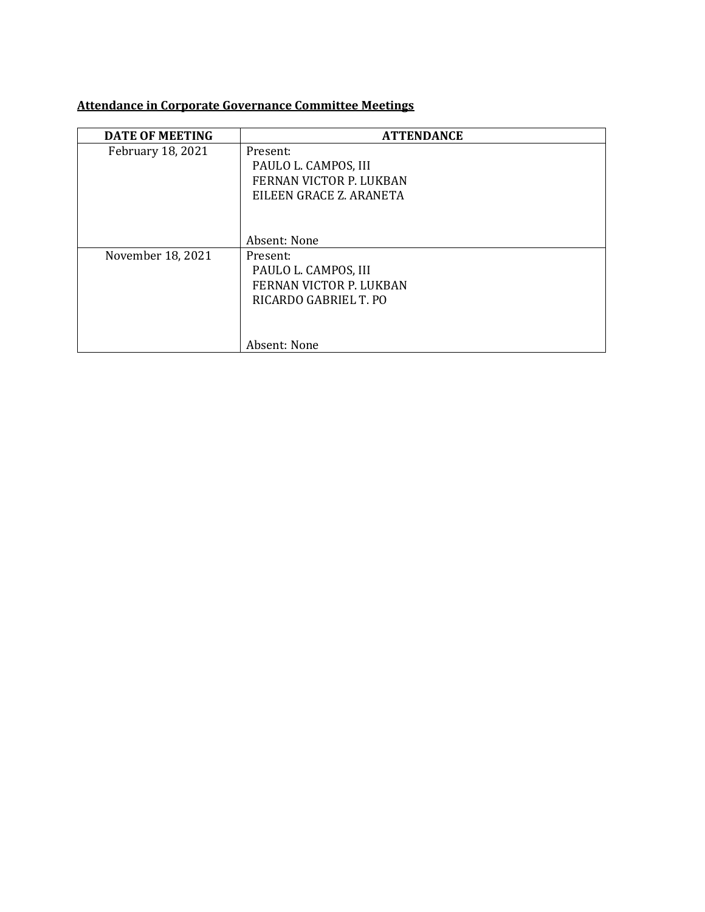**Attendance in Corporate Governance Committee Meetings**

| DATE OF MEETING | ATTENDANCE |
| --- | --- |
| February 18, 2021 | Present:<br>PAULO L. CAMPOS, III<br>FERNAN VICTOR P. LUKBAN<br>EILEEN GRACE Z. ARANETA<br><br>Absent: None |
| November 18, 2021 | Present:<br>PAULO L. CAMPOS, III<br>FERNAN VICTOR P. LUKBAN<br>RICARDO GABRIEL T. PO<br><br>Absent: None |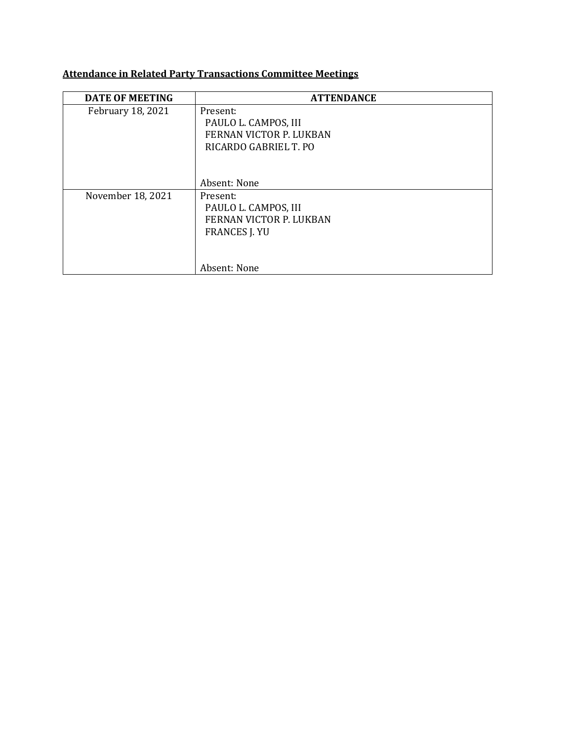**Attendance in Related Party Transactions Committee Meetings**

| DATE OF MEETING | ATTENDANCE |
| --- | --- |
| February 18, 2021 | Present:<br>PAULO L. CAMPOS, III<br>FERNAN VICTOR P. LUKBAN<br>RICARDO GABRIEL T. PO<br><br>Absent: None |
| November 18, 2021 | Present:<br>PAULO L. CAMPOS, III<br>FERNAN VICTOR P. LUKBAN<br>FRANCES J. YU<br><br>Absent: None |